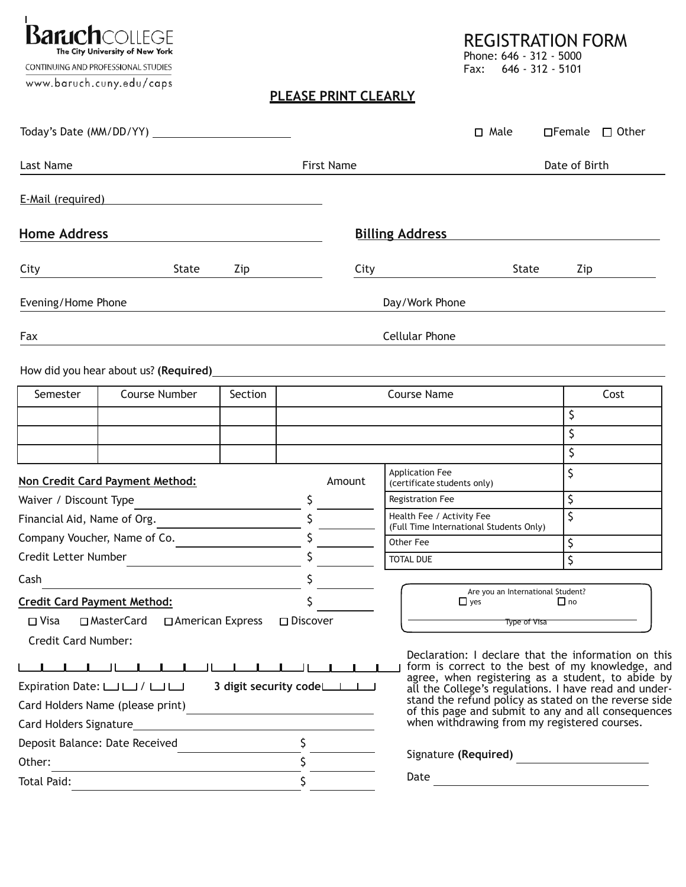**Baruch** COLLEGE
The City University of New York
CONTINUING AND PROFESSIONAL STUDIES
www.baruch.cuny.edu/caps

# REGISTRATION FORM

Phone: 646 - 312 - 5000
Fax: 646 - 312 - 5101

**PLEASE PRINT CLEARLY**

Today's Date (MM/DD/YY) ____________________ ☐ Male ☐ Female ☐ Other

Last Name ____________________ First Name ____________________ Date of Birth ____________________

E-Mail (required) ____________________

**Home Address** ____________________ **Billing Address** ____________________

City ________ State ________ Zip ________ City ________ State ________ Zip ________

Evening/Home Phone ____________________ Day/Work Phone ____________________

Fax ____________________ Cellular Phone ____________________

How did you hear about us? **(Required)** ____________________

| Semester | Course Number | Section | Course Name | Cost |
|---|---|---|---|---|
| | | | | $ |
| | | | | $ |
| | | | | $ |

| Fee | Cost |
|---|---|
| Application Fee (certificate students only) | $ |
| Registration Fee | $ |
| Health Fee / Activity Fee (Full Time International Students Only) | $ |
| Other Fee | $ |
| TOTAL DUE | $ |

**Non Credit Card Payment Method:** Amount

Waiver / Discount Type ____________________ $ ________

Financial Aid, Name of Org. ____________________ $ ________

Company Voucher, Name of Co. ____________________ $ ________

Credit Letter Number ____________________ $ ________

Cash ____________________ $ ________

**Credit Card Payment Method:** $ ________

☐ Visa ☐ MasterCard ☐ American Express ☐ Discover

Credit Card Number: ____ ____ ____ ____ | ____ ____ ____ ____ | ____ ____ ____ ____ | ____ ____ ____ ____

Expiration Date: __ __ / __ __ **3 digit security code** __ __ __

Card Holders Name (please print) ____________________

Card Holders Signature ____________________

Deposit Balance: Date Received ____________________ $ ________

Other: ____________________ $ ________

Total Paid: ____________________ $ ________

Are you an International Student? ☐ yes ☐ no

____________________
Type of Visa

Declaration: I declare that the information on this form is correct to the best of my knowledge, and agree, when registering as a student, to abide by all the College's regulations. I have read and understand the refund policy as stated on the reverse side of this page and submit to any and all consequences when withdrawing from my registered courses.

Signature **(Required)** ____________________

Date ____________________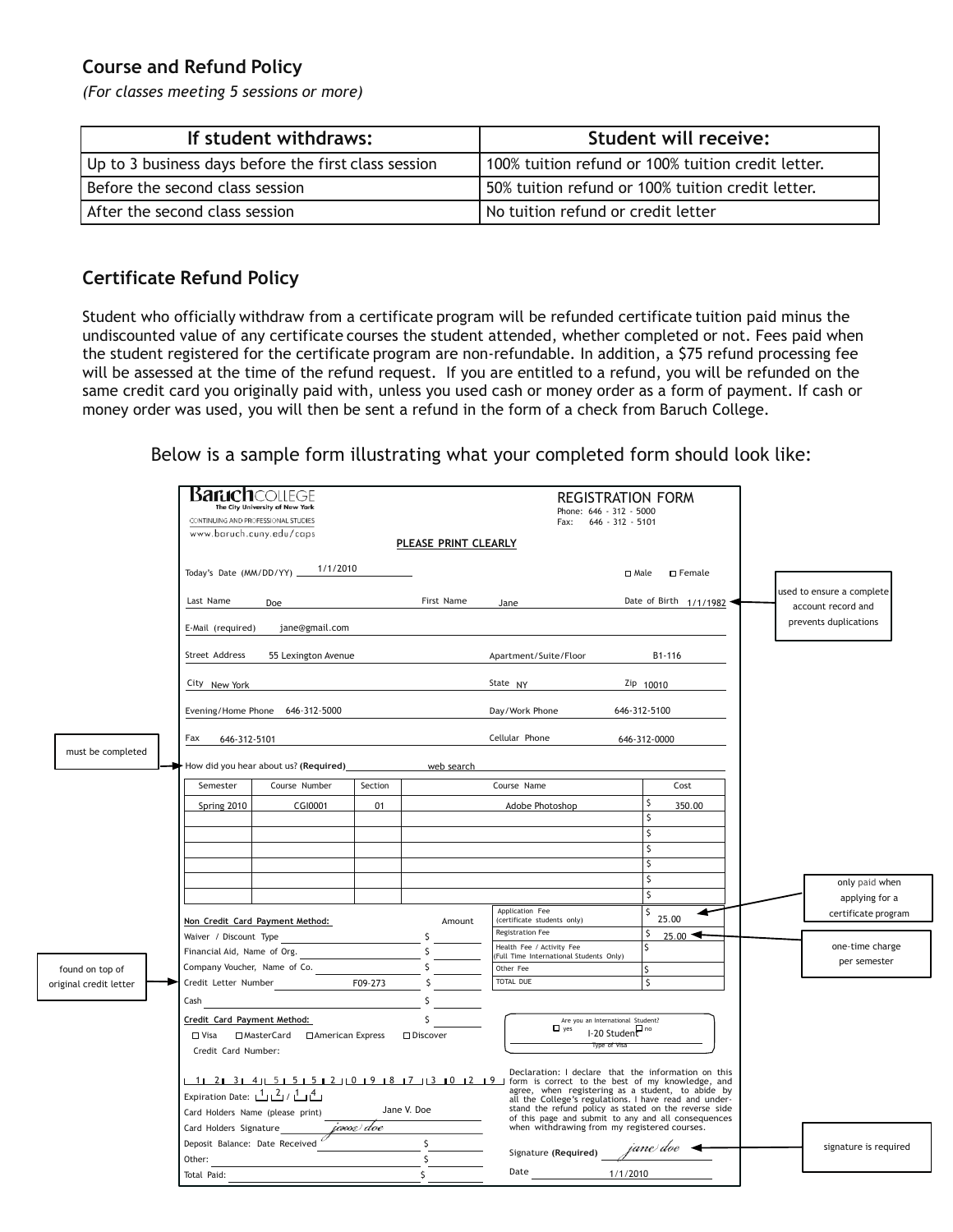## Course and Refund Policy

*(For classes meeting 5 sessions or more)*

| If student withdraws: | Student will receive: |
|---|---|
| Up to 3 business days before the first class session | 100% tuition refund or 100% tuition credit letter. |
| Before the second class session | 50% tuition refund or 100% tuition credit letter. |
| After the second class session | No tuition refund or credit letter |

## Certificate Refund Policy

Student who officially withdraw from a certificate program will be refunded certificate tuition paid minus the undiscounted value of any certificate courses the student attended, whether completed or not. Fees paid when the student registered for the certificate program are non-refundable. In addition, a $75 refund processing fee will be assessed at the time of the refund request. If you are entitled to a refund, you will be refunded on the same credit card you originally paid with, unless you used cash or money order as a form of payment. If cash or money order was used, you will then be sent a refund in the form of a check from Baruch College.

Below is a sample form illustrating what your completed form should look like:

**Baruch COLLEGE**
The City University of New York
CONTINUING AND PROFESSIONAL STUDIES
www.baruch.cuny.edu/caps

REGISTRATION FORM
Phone: 646 - 312 - 5000
Fax: 646 - 312 - 5101

**PLEASE PRINT CLEARLY**

Today's Date (MM/DD/YY) 1/1/2010 ☐ Male ☐ Female

Last Name Doe First Name Jane Date of Birth 1/1/1982 ← used to ensure a complete account record and prevents duplications

E-Mail (required) jane@gmail.com

Street Address 55 Lexington Avenue Apartment/Suite/Floor B1-116

City New York State NY Zip 10010

Evening/Home Phone 646-312-5000 Day/Work Phone 646-312-5100

Fax 646-312-5101 Cellular Phone 646-312-0000

must be completed → How did you hear about us? **(Required)** web search

| Semester | Course Number | Section | Course Name | Cost |
|---|---|---|---|---|
| Spring 2010 | CGI0001 | 01 | Adobe Photoshop | $ 350.00 |
| | | | | $ |
| | | | | $ |
| | | | | $ |
| | | | | $ |
| | | | | $ |
| | | | | $ |

**Non Credit Card Payment Method:** Amount

Waiver / Discount Type $

Financial Aid, Name of Org. $

Company Voucher, Name of Co. $

found on top of original credit letter → Credit Letter Number F09-273 $

Cash $

**Credit Card Payment Method:** $

☐ Visa ☐ MasterCard ☐ American Express ☐ Discover

Credit Card Number: 1 2 3 4 5 5 5 2 0 9 8 7 3 0 2 9

Expiration Date: 1 2 / 1 4

Card Holders Name (please print) Jane V. Doe

Card Holders Signature *jane doe*

Deposit Balance: Date Received $

Other: $

Total Paid: $

| | |
|---|---|
| Application Fee (certificate students only) | $ 25.00 |
| Registration Fee | $ 25.00 |
| Health Fee / Activity Fee (Full Time International Students Only) | $ |
| Other Fee | $ |
| TOTAL DUE | $ |

only paid when applying for a certificate program

one-time charge per semester

Are you an International Student? ☐ yes I-20 Student ☐ no
Type of Visa

Declaration: I declare that the information on this form is correct to the best of my knowledge, and agree, when registering as a student, to abide by all the College's regulations. I have read and understand the refund policy as stated on the reverse side of this page and submit to any and all consequences when withdrawing from my registered courses.

Signature **(Required)** *jane doe* ← signature is required

Date 1/1/2010